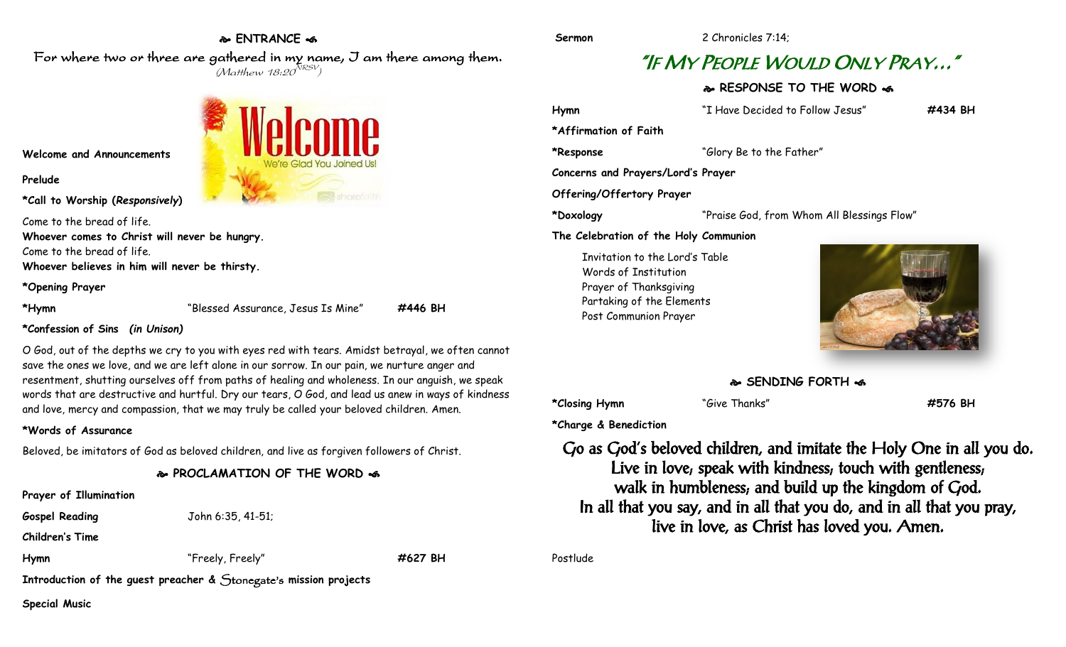## ENTRANCE

For where two or three are gathered in my name, I am there among them.
*(Matthew 18:20 NRSV)*

**Welcome and Announcements**

**Prelude**

***Call to Worship (*Responsively*)**

Come to the bread of life.
**Whoever comes to Christ will never be hungry.**
Come to the bread of life.
**Whoever believes in him will never be thirsty.**

***Opening Prayer**

**\*Hymn** "Blessed Assurance, Jesus Is Mine" **#446 BH**

***Confession of Sins *(in Unison)***

O God, out of the depths we cry to you with eyes red with tears. Amidst betrayal, we often cannot save the ones we love, and we are left alone in our sorrow. In our pain, we nurture anger and resentment, shutting ourselves off from paths of healing and wholeness. In our anguish, we speak words that are destructive and hurtful. Dry our tears, O God, and lead us anew in ways of kindness and love, mercy and compassion, that we may truly be called your beloved children. Amen.

***Words of Assurance**

Beloved, be imitators of God as beloved children, and live as forgiven followers of Christ.

## PROCLAMATION OF THE WORD

**Prayer of Illumination**

**Gospel Reading** John 6:35, 41-51;

**Children's Time**

**Hymn** "Freely, Freely" **#627 BH**

**Introduction of the guest preacher & Stonegate's mission projects**

**Special Music**

**Sermon** 2 Chronicles 7:14;

# "If My People Would Only Pray…"

## RESPONSE TO THE WORD

**Hymn** "I Have Decided to Follow Jesus" **#434 BH**

***Affirmation of Faith**

**\*Response** "Glory Be to the Father"

**Concerns and Prayers/Lord's Prayer**

**Offering/Offertory Prayer**

**\*Doxology** "Praise God, from Whom All Blessings Flow"

**The Celebration of the Holy Communion**

Invitation to the Lord's Table
Words of Institution
Prayer of Thanksgiving
Partaking of the Elements
Post Communion Prayer

## SENDING FORTH

**\*Closing Hymn** "Give Thanks" **#576 BH**

***Charge & Benediction**

Go as God's beloved children, and imitate the Holy One in all you do.
Live in love; speak with kindness; touch with gentleness;
walk in humbleness; and build up the kingdom of God.
In all that you say, and in all that you do, and in all that you pray,
live in love, as Christ has loved you. Amen.

Postlude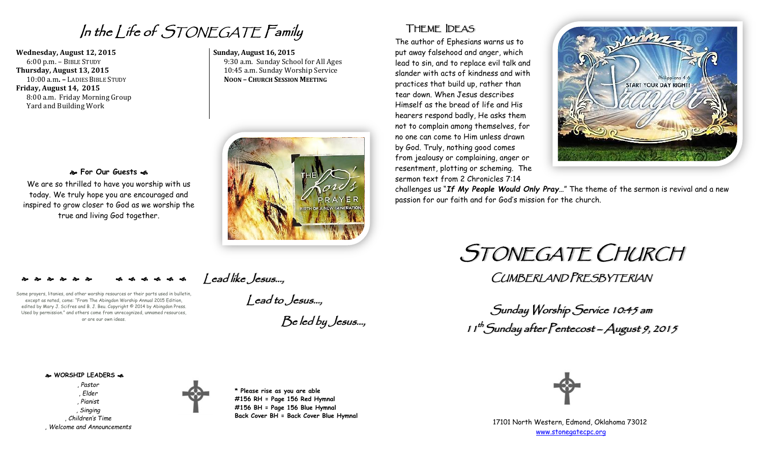# In the Life of STONEGATE Family

**Wednesday, August 12, 2015**
6:00 p.m. – BIBLE STUDY
**Thursday, August 13, 2015**
10:00 a.m. – LADIES BIBLE STUDY
**Friday, August 14, 2015**
8:00 a.m. Friday Morning Group
Yard and Building Work

**Sunday, August 16, 2015**
9:30 a.m. Sunday School for All Ages
10:45 a.m. Sunday Worship Service
**NOON – CHURCH SESSION MEETING**

**For Our Guests**

We are so thrilled to have you worship with us today. We truly hope you are encouraged and inspired to grow closer to God as we worship the true and living God together.

Some prayers, litanies, and other worship resources or their parts used in bulletin, except as noted, come: "From The Abingdon Worship Annual 2015 Edition, edited by Mary J. Scifres and B. J. Beu. Copyright © 2014 by Abingdon Press. Used by permission." and others come from unrecognized, unnamed resources, or are our own ideas.

*Lead like Jesus...,*

*Lead to Jesus...,*

*Be led by Jesus...,*

**WORSHIP LEADERS**

*, Pastor*
*, Elder*
*, Pianist*
*, Singing*
*, Children's Time*
*, Welcome and Announcements*

**\* Please rise as you are able**
**#156 RH = Page 156 Red Hymnal**
**#156 BH = Page 156 Blue Hymnal**
**Back Cover BH = Back Cover Blue Hymnal**

## THEME IDEAS

The author of Ephesians warns us to put away falsehood and anger, which lead to sin, and to replace evil talk and slander with acts of kindness and with practices that build up, rather than tear down. When Jesus describes Himself as the bread of life and His hearers respond badly, He asks them not to complain among themselves, for no one can come to Him unless drawn by God. Truly, nothing good comes from jealousy or complaining, anger or resentment, plotting or scheming. The sermon text from 2 Chronicles 7:14 challenges us "***If My People Would Only Pray***..." The theme of the sermon is revival and a new passion for our faith and for God's mission for the church.

# STONEGATE CHURCH

## CUMBERLAND PRESBYTERIAN

*Sunday Worship Service 10:45 am*

*11th Sunday after Pentecost – August 9, 2015*

17101 North Western, Edmond, Oklahoma 73012
www.stonegatecpc.org